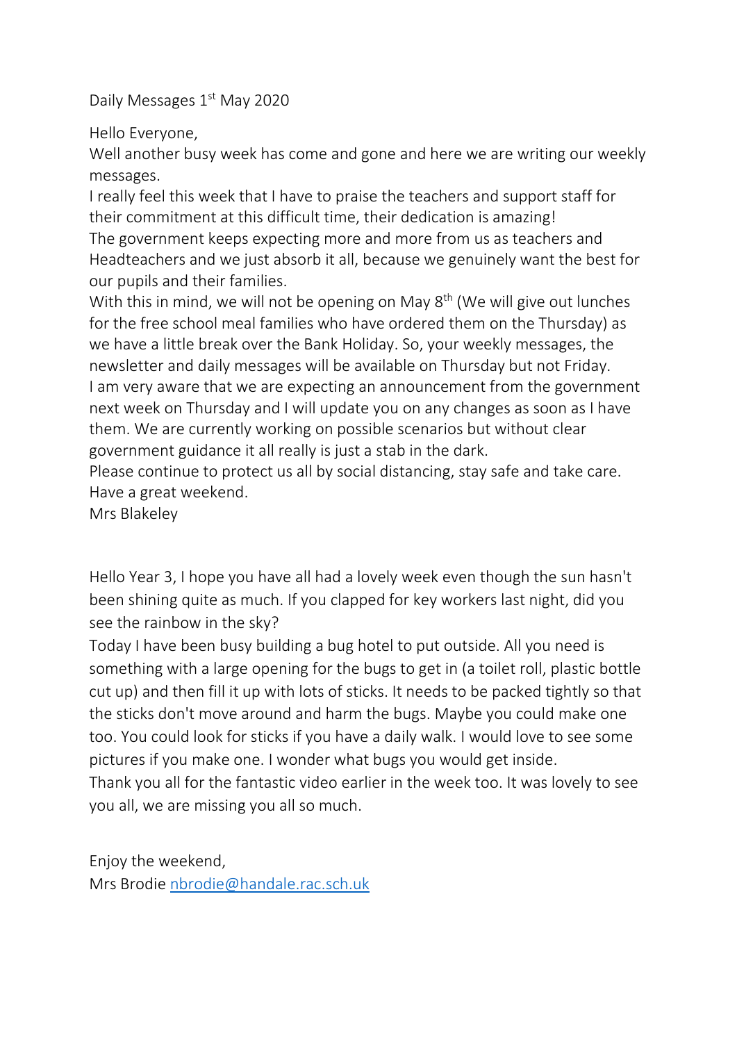Daily Messages 1st May 2020

Hello Everyone,
Well another busy week has come and gone and here we are writing our weekly messages.
I really feel this week that I have to praise the teachers and support staff for their commitment at this difficult time, their dedication is amazing!
The government keeps expecting more and more from us as teachers and Headteachers and we just absorb it all, because we genuinely want the best for our pupils and their families.
With this in mind, we will not be opening on May 8th (We will give out lunches for the free school meal families who have ordered them on the Thursday) as we have a little break over the Bank Holiday. So, your weekly messages, the newsletter and daily messages will be available on Thursday but not Friday.
I am very aware that we are expecting an announcement from the government next week on Thursday and I will update you on any changes as soon as I have them. We are currently working on possible scenarios but without clear government guidance it all really is just a stab in the dark.
Please continue to protect us all by social distancing, stay safe and take care.
Have a great weekend.
Mrs Blakeley

Hello Year 3, I hope you have all had a lovely week even though the sun hasn't been shining quite as much. If you clapped for key workers last night, did you see the rainbow in the sky?
Today I have been busy building a bug hotel to put outside. All you need is something with a large opening for the bugs to get in (a toilet roll, plastic bottle cut up) and then fill it up with lots of sticks. It needs to be packed tightly so that the sticks don't move around and harm the bugs. Maybe you could make one too. You could look for sticks if you have a daily walk. I would love to see some pictures if you make one. I wonder what bugs you would get inside.
Thank you all for the fantastic video earlier in the week too. It was lovely to see you all, we are missing you all so much.

Enjoy the weekend,
Mrs Brodie nbrodie@handale.rac.sch.uk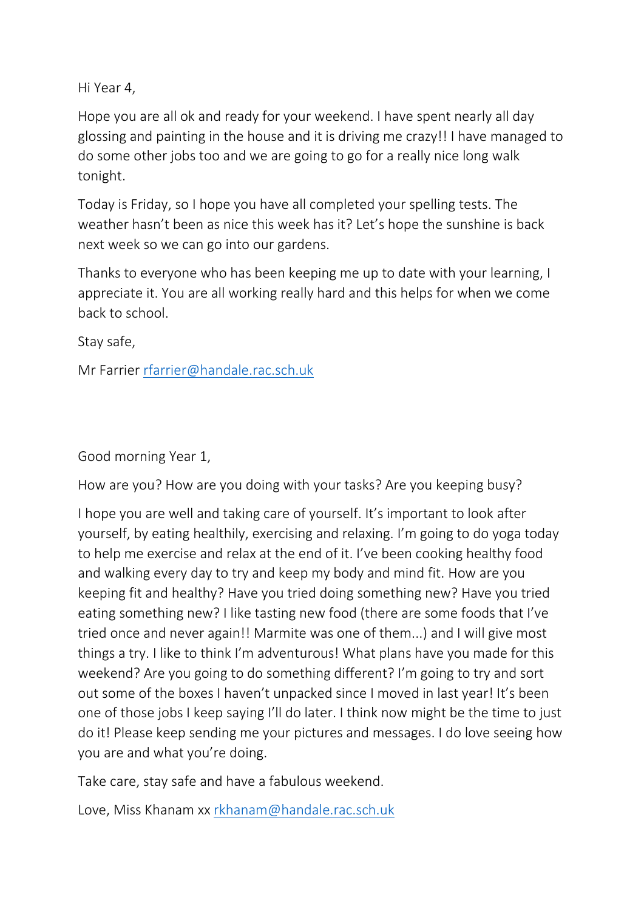Hi Year 4,

Hope you are all ok and ready for your weekend. I have spent nearly all day glossing and painting in the house and it is driving me crazy!! I have managed to do some other jobs too and we are going to go for a really nice long walk tonight.

Today is Friday, so I hope you have all completed your spelling tests. The weather hasn't been as nice this week has it? Let's hope the sunshine is back next week so we can go into our gardens.

Thanks to everyone who has been keeping me up to date with your learning, I appreciate it. You are all working really hard and this helps for when we come back to school.

Stay safe,

Mr Farrier rfarrier@handale.rac.sch.uk

Good morning Year 1,

How are you? How are you doing with your tasks? Are you keeping busy?

I hope you are well and taking care of yourself. It's important to look after yourself, by eating healthily, exercising and relaxing. I'm going to do yoga today to help me exercise and relax at the end of it. I've been cooking healthy food and walking every day to try and keep my body and mind fit. How are you keeping fit and healthy? Have you tried doing something new? Have you tried eating something new? I like tasting new food (there are some foods that I've tried once and never again!! Marmite was one of them...) and I will give most things a try. I like to think I'm adventurous! What plans have you made for this weekend? Are you going to do something different? I'm going to try and sort out some of the boxes I haven't unpacked since I moved in last year! It's been one of those jobs I keep saying I'll do later. I think now might be the time to just do it! Please keep sending me your pictures and messages. I do love seeing how you are and what you're doing.

Take care, stay safe and have a fabulous weekend.

Love, Miss Khanam xx rkhanam@handale.rac.sch.uk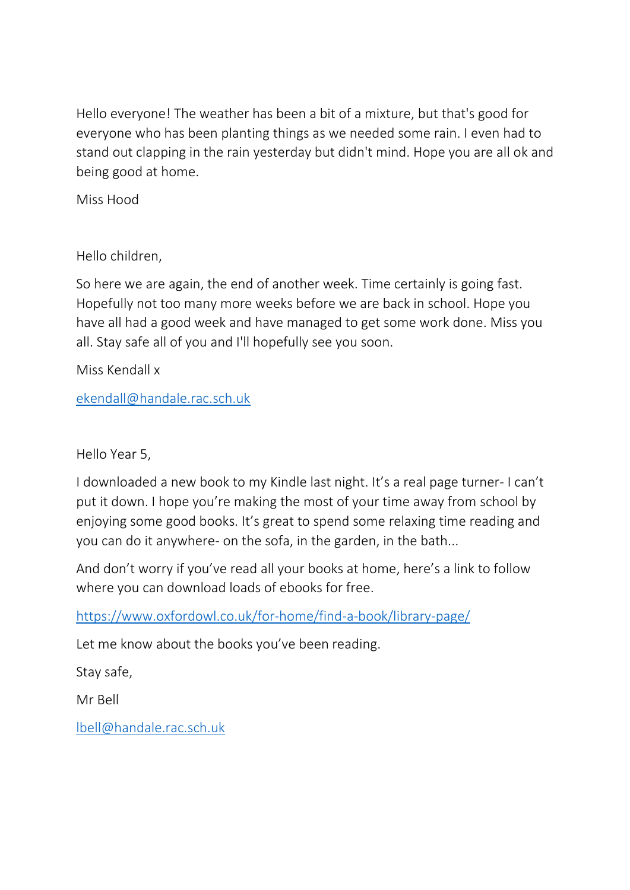Hello everyone! The weather has been a bit of a mixture, but that's good for everyone who has been planting things as we needed some rain. I even had to stand out clapping in the rain yesterday but didn't mind. Hope you are all ok and being good at home.

Miss Hood

Hello children,

So here we are again, the end of another week. Time certainly is going fast. Hopefully not too many more weeks before we are back in school. Hope you have all had a good week and have managed to get some work done. Miss you all. Stay safe all of you and I'll hopefully see you soon.

Miss Kendall x

ekendall@handale.rac.sch.uk

Hello Year 5,

I downloaded a new book to my Kindle last night. It's a real page turner- I can't put it down. I hope you're making the most of your time away from school by enjoying some good books. It's great to spend some relaxing time reading and you can do it anywhere- on the sofa, in the garden, in the bath...

And don't worry if you've read all your books at home, here's a link to follow where you can download loads of ebooks for free.

https://www.oxfordowl.co.uk/for-home/find-a-book/library-page/

Let me know about the books you've been reading.

Stay safe,

Mr Bell

lbell@handale.rac.sch.uk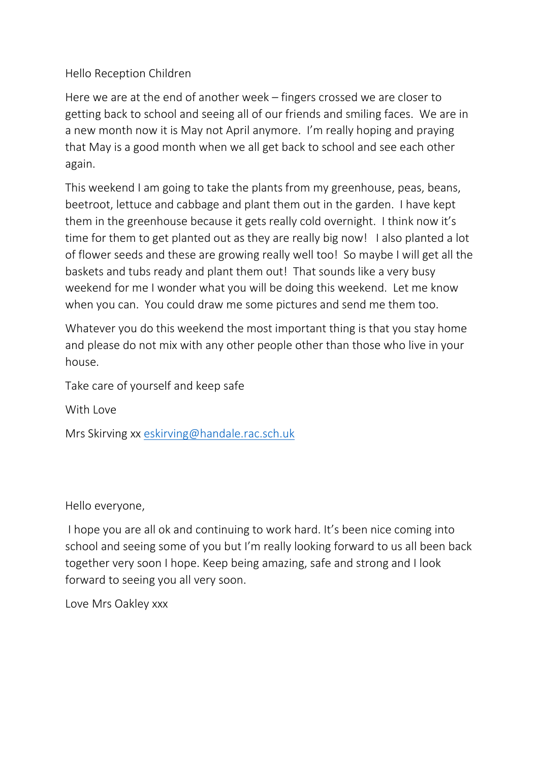Hello Reception Children

Here we are at the end of another week – fingers crossed we are closer to getting back to school and seeing all of our friends and smiling faces. We are in a new month now it is May not April anymore. I'm really hoping and praying that May is a good month when we all get back to school and see each other again.

This weekend I am going to take the plants from my greenhouse, peas, beans, beetroot, lettuce and cabbage and plant them out in the garden. I have kept them in the greenhouse because it gets really cold overnight. I think now it's time for them to get planted out as they are really big now! I also planted a lot of flower seeds and these are growing really well too! So maybe I will get all the baskets and tubs ready and plant them out! That sounds like a very busy weekend for me I wonder what you will be doing this weekend. Let me know when you can. You could draw me some pictures and send me them too.

Whatever you do this weekend the most important thing is that you stay home and please do not mix with any other people other than those who live in your house.

Take care of yourself and keep safe

With Love

Mrs Skirving xx eskirving@handale.rac.sch.uk

Hello everyone,

I hope you are all ok and continuing to work hard. It's been nice coming into school and seeing some of you but I'm really looking forward to us all been back together very soon I hope. Keep being amazing, safe and strong and I look forward to seeing you all very soon.

Love Mrs Oakley xxx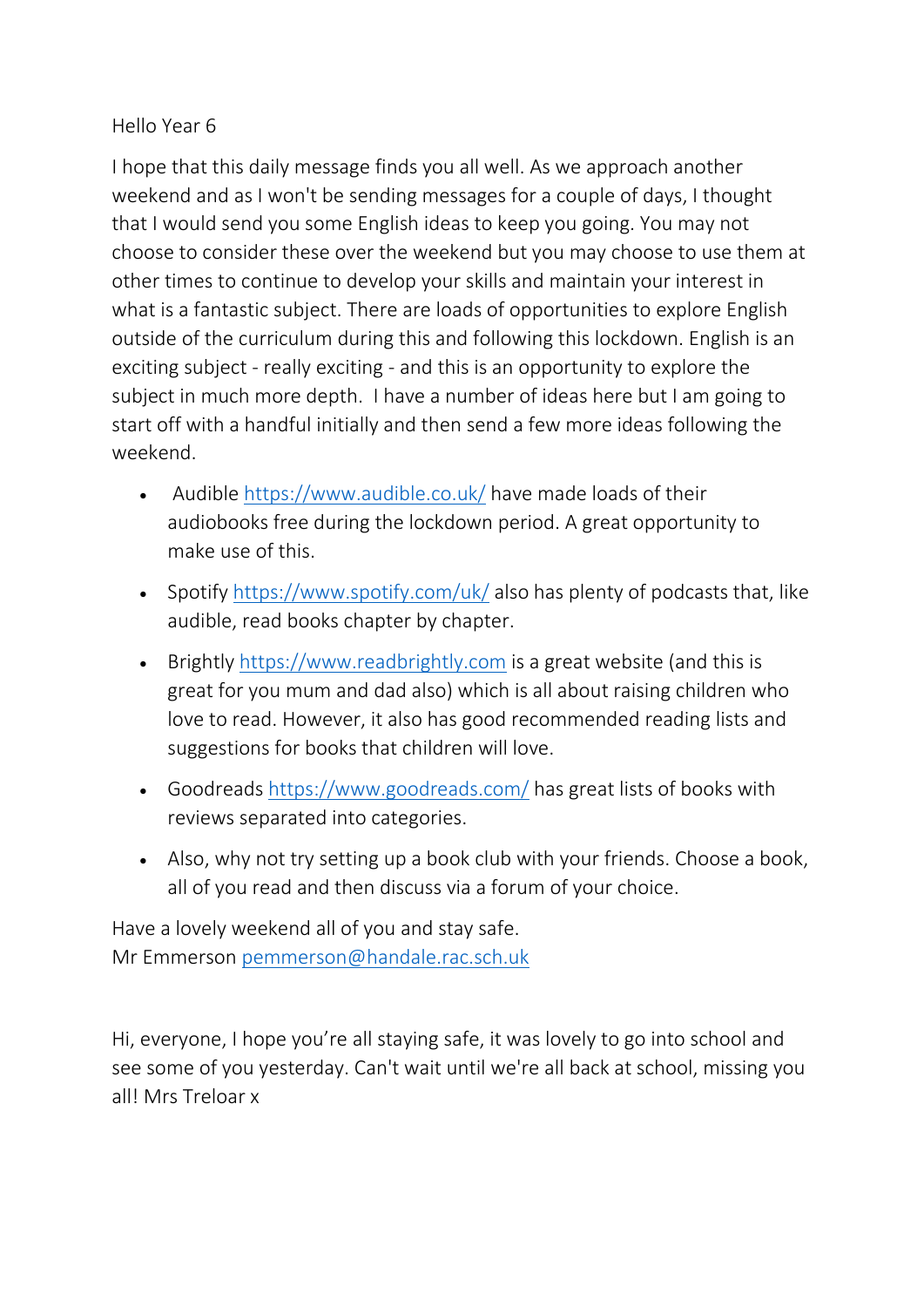Hello Year 6

I hope that this daily message finds you all well. As we approach another weekend and as I won't be sending messages for a couple of days, I thought that I would send you some English ideas to keep you going. You may not choose to consider these over the weekend but you may choose to use them at other times to continue to develop your skills and maintain your interest in what is a fantastic subject. There are loads of opportunities to explore English outside of the curriculum during this and following this lockdown. English is an exciting subject - really exciting - and this is an opportunity to explore the subject in much more depth. I have a number of ideas here but I am going to start off with a handful initially and then send a few more ideas following the weekend.

- Audible https://www.audible.co.uk/ have made loads of their audiobooks free during the lockdown period. A great opportunity to make use of this.
- Spotify https://www.spotify.com/uk/ also has plenty of podcasts that, like audible, read books chapter by chapter.
- Brightly https://www.readbrightly.com is a great website (and this is great for you mum and dad also) which is all about raising children who love to read. However, it also has good recommended reading lists and suggestions for books that children will love.
- Goodreads https://www.goodreads.com/ has great lists of books with reviews separated into categories.
- Also, why not try setting up a book club with your friends. Choose a book, all of you read and then discuss via a forum of your choice.

Have a lovely weekend all of you and stay safe.
Mr Emmerson pemmerson@handale.rac.sch.uk

Hi, everyone, I hope you're all staying safe, it was lovely to go into school and see some of you yesterday. Can't wait until we're all back at school, missing you all! Mrs Treloar x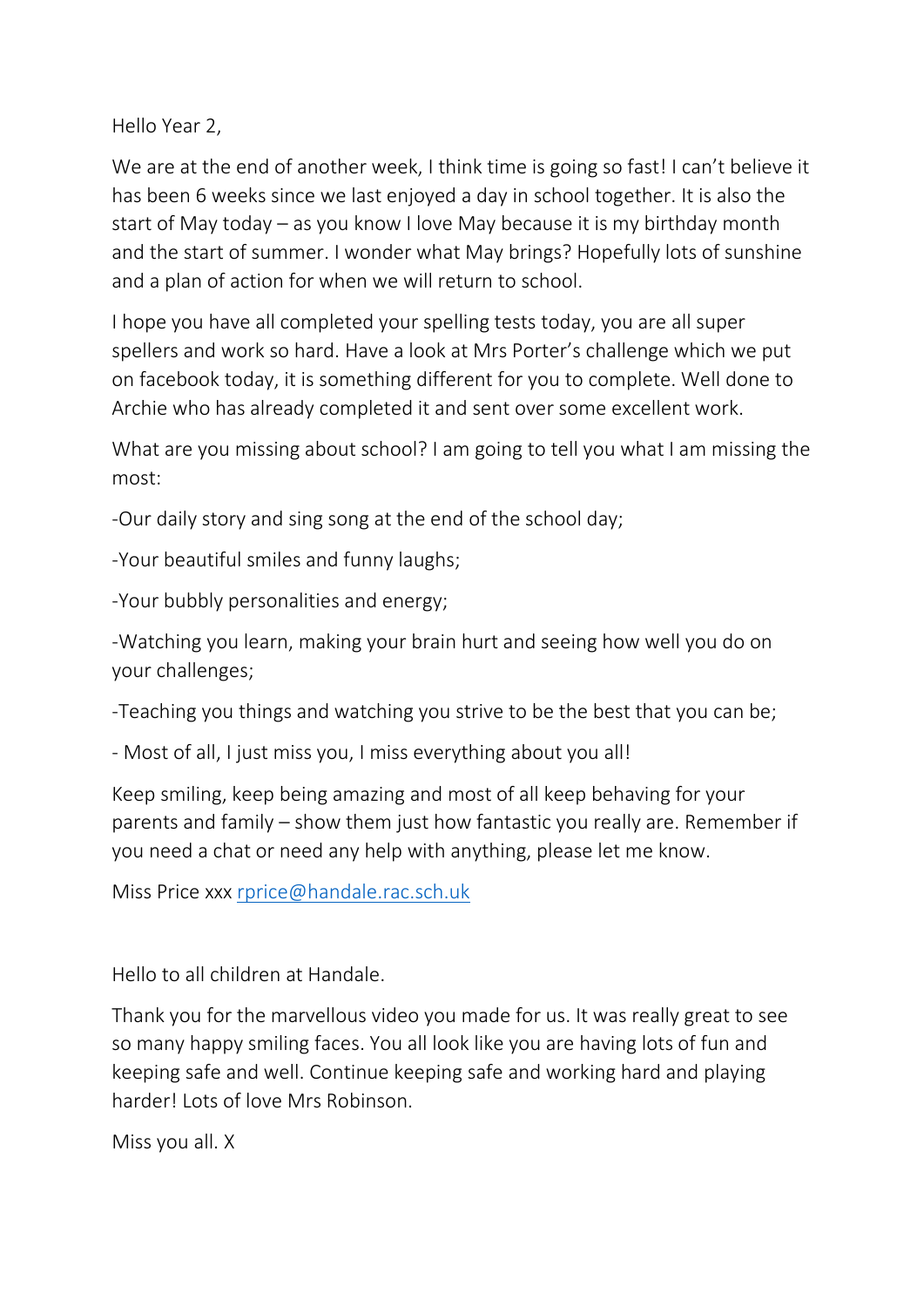Hello Year 2,

We are at the end of another week, I think time is going so fast! I can't believe it has been 6 weeks since we last enjoyed a day in school together. It is also the start of May today – as you know I love May because it is my birthday month and the start of summer. I wonder what May brings? Hopefully lots of sunshine and a plan of action for when we will return to school.

I hope you have all completed your spelling tests today, you are all super spellers and work so hard. Have a look at Mrs Porter's challenge which we put on facebook today, it is something different for you to complete. Well done to Archie who has already completed it and sent over some excellent work.

What are you missing about school? I am going to tell you what I am missing the most:

-Our daily story and sing song at the end of the school day;

-Your beautiful smiles and funny laughs;

-Your bubbly personalities and energy;

-Watching you learn, making your brain hurt and seeing how well you do on your challenges;

-Teaching you things and watching you strive to be the best that you can be;

- Most of all, I just miss you, I miss everything about you all!

Keep smiling, keep being amazing and most of all keep behaving for your parents and family – show them just how fantastic you really are. Remember if you need a chat or need any help with anything, please let me know.

Miss Price xxx rprice@handale.rac.sch.uk

Hello to all children at Handale.

Thank you for the marvellous video you made for us. It was really great to see so many happy smiling faces. You all look like you are having lots of fun and keeping safe and well. Continue keeping safe and working hard and playing harder! Lots of love Mrs Robinson.

Miss you all. X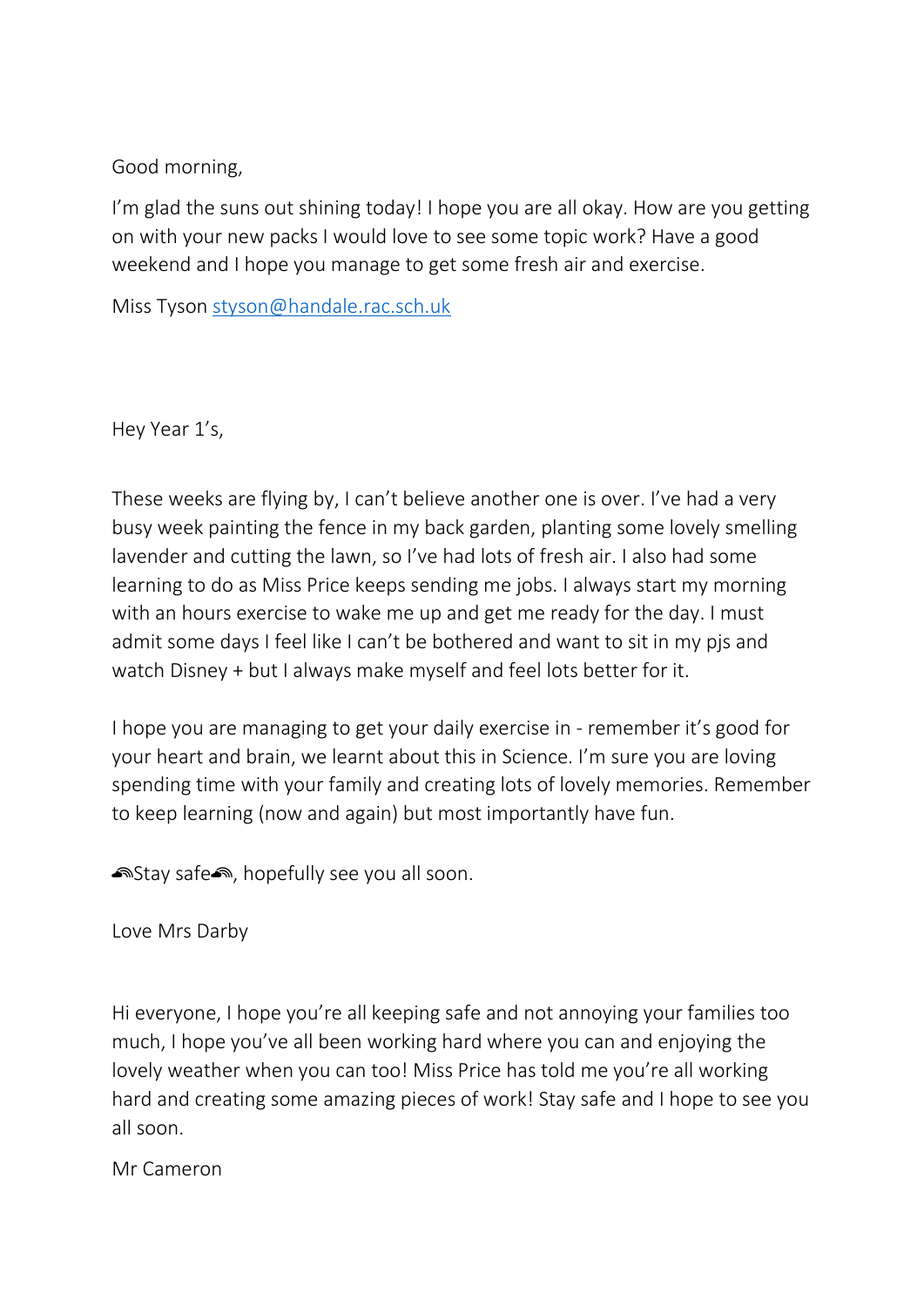Good morning,

I'm glad the suns out shining today! I hope you are all okay. How are you getting on with your new packs I would love to see some topic work? Have a good weekend and I hope you manage to get some fresh air and exercise.

Miss Tyson [styson@handale.rac.sch.uk](mailto:styson@handale.rac.sch.uk)

Hey Year 1's,

These weeks are flying by, I can't believe another one is over. I've had a very busy week painting the fence in my back garden, planting some lovely smelling lavender and cutting the lawn, so I've had lots of fresh air. I also had some learning to do as Miss Price keeps sending me jobs. I always start my morning with an hours exercise to wake me up and get me ready for the day. I must admit some days I feel like I can't be bothered and want to sit in my pjs and watch Disney + but I always make myself and feel lots better for it.

I hope you are managing to get your daily exercise in - remember it's good for your heart and brain, we learnt about this in Science. I'm sure you are loving spending time with your family and creating lots of lovely memories. Remember to keep learning (now and again) but most importantly have fun.

🌈Stay safe🌈, hopefully see you all soon.

Love Mrs Darby

Hi everyone, I hope you're all keeping safe and not annoying your families too much, I hope you've all been working hard where you can and enjoying the lovely weather when you can too! Miss Price has told me you're all working hard and creating some amazing pieces of work! Stay safe and I hope to see you all soon.

Mr Cameron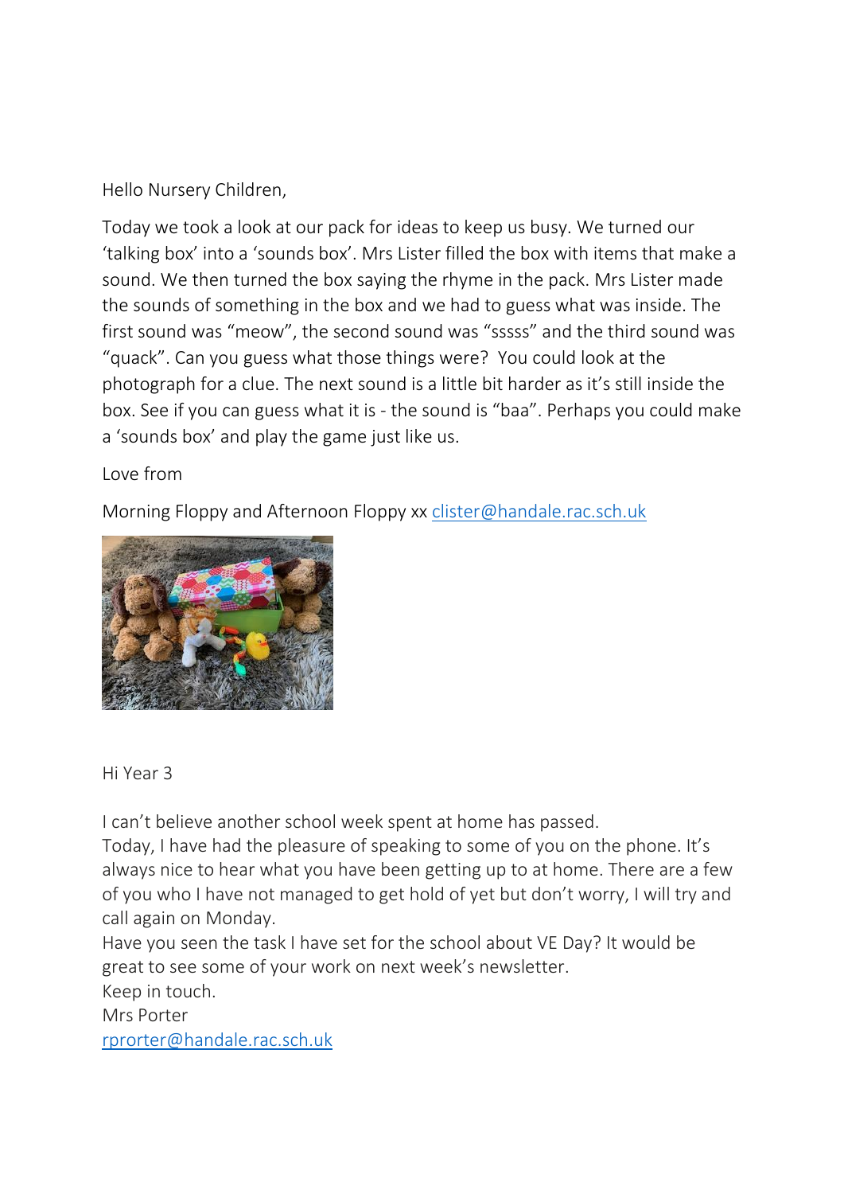Hello Nursery Children,

Today we took a look at our pack for ideas to keep us busy. We turned our 'talking box' into a 'sounds box'. Mrs Lister filled the box with items that make a sound. We then turned the box saying the rhyme in the pack. Mrs Lister made the sounds of something in the box and we had to guess what was inside. The first sound was "meow", the second sound was "sssss" and the third sound was "quack". Can you guess what those things were? You could look at the photograph for a clue. The next sound is a little bit harder as it's still inside the box. See if you can guess what it is - the sound is "baa". Perhaps you could make a 'sounds box' and play the game just like us.

Love from

Morning Floppy and Afternoon Floppy xx clister@handale.rac.sch.uk

Hi Year 3

I can't believe another school week spent at home has passed.
Today, I have had the pleasure of speaking to some of you on the phone. It's always nice to hear what you have been getting up to at home. There are a few of you who I have not managed to get hold of yet but don't worry, I will try and call again on Monday.
Have you seen the task I have set for the school about VE Day? It would be great to see some of your work on next week's newsletter.
Keep in touch.
Mrs Porter
rprorter@handale.rac.sch.uk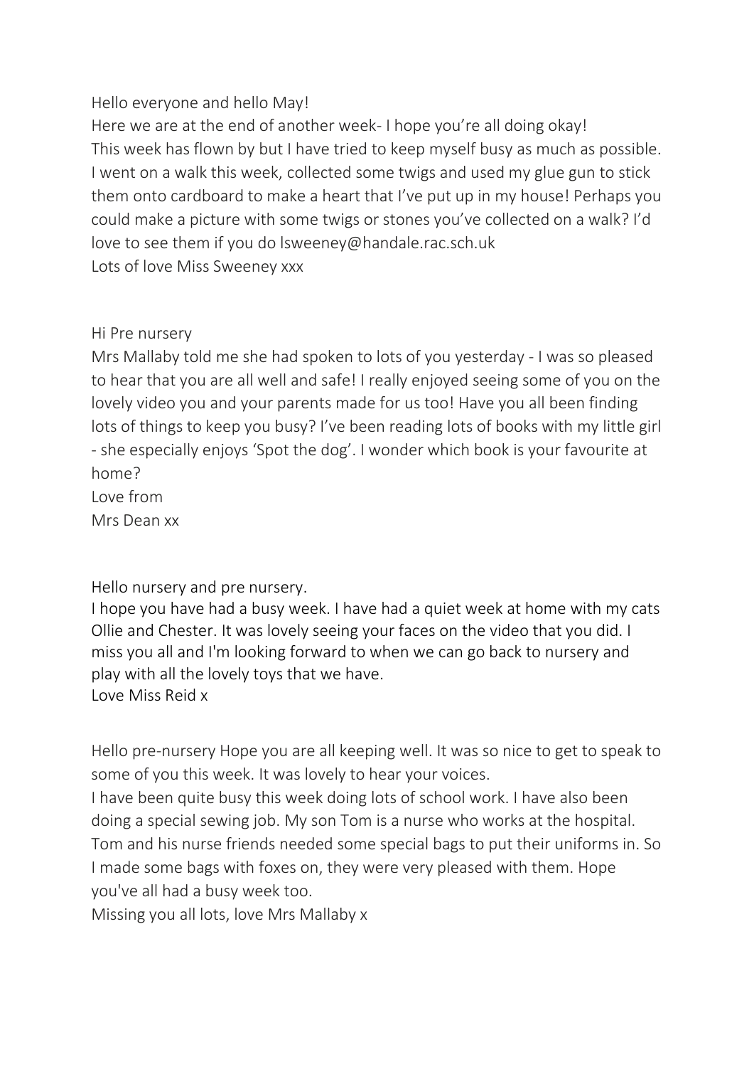Hello everyone and hello May!

Here we are at the end of another week- I hope you're all doing okay!

This week has flown by but I have tried to keep myself busy as much as possible. I went on a walk this week, collected some twigs and used my glue gun to stick them onto cardboard to make a heart that I've put up in my house! Perhaps you could make a picture with some twigs or stones you've collected on a walk? I'd love to see them if you do lsweeney@handale.rac.sch.uk

Lots of love Miss Sweeney xxx

Hi Pre nursery

Mrs Mallaby told me she had spoken to lots of you yesterday - I was so pleased to hear that you are all well and safe! I really enjoyed seeing some of you on the lovely video you and your parents made for us too! Have you all been finding lots of things to keep you busy? I've been reading lots of books with my little girl - she especially enjoys 'Spot the dog'. I wonder which book is your favourite at home?

Love from

Mrs Dean xx

Hello nursery and pre nursery.

I hope you have had a busy week. I have had a quiet week at home with my cats Ollie and Chester. It was lovely seeing your faces on the video that you did. I miss you all and I'm looking forward to when we can go back to nursery and play with all the lovely toys that we have.

Love Miss Reid x

Hello pre-nursery Hope you are all keeping well. It was so nice to get to speak to some of you this week. It was lovely to hear your voices.

I have been quite busy this week doing lots of school work. I have also been doing a special sewing job. My son Tom is a nurse who works at the hospital. Tom and his nurse friends needed some special bags to put their uniforms in. So I made some bags with foxes on, they were very pleased with them. Hope you've all had a busy week too.

Missing you all lots, love Mrs Mallaby x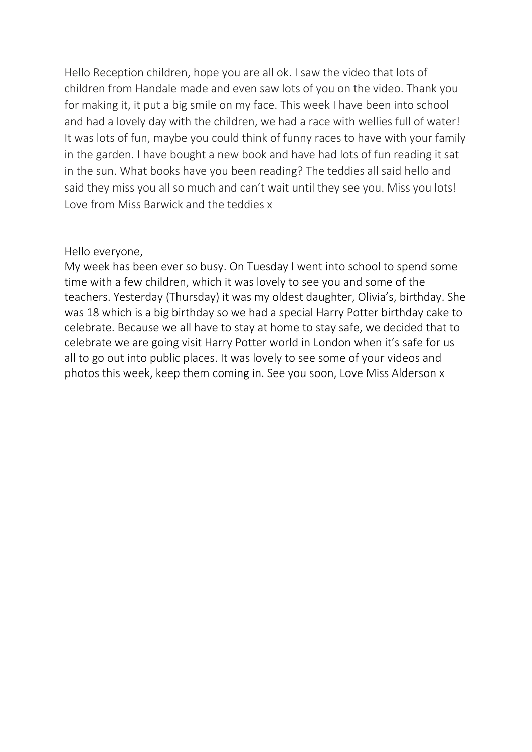Hello Reception children, hope you are all ok. I saw the video that lots of children from Handale made and even saw lots of you on the video. Thank you for making it, it put a big smile on my face. This week I have been into school and had a lovely day with the children, we had a race with wellies full of water! It was lots of fun, maybe you could think of funny races to have with your family in the garden. I have bought a new book and have had lots of fun reading it sat in the sun. What books have you been reading? The teddies all said hello and said they miss you all so much and can't wait until they see you. Miss you lots! Love from Miss Barwick and the teddies x

Hello everyone,
My week has been ever so busy. On Tuesday I went into school to spend some time with a few children, which it was lovely to see you and some of the teachers. Yesterday (Thursday) it was my oldest daughter, Olivia's, birthday. She was 18 which is a big birthday so we had a special Harry Potter birthday cake to celebrate. Because we all have to stay at home to stay safe, we decided that to celebrate we are going visit Harry Potter world in London when it's safe for us all to go out into public places. It was lovely to see some of your videos and photos this week, keep them coming in. See you soon, Love Miss Alderson x